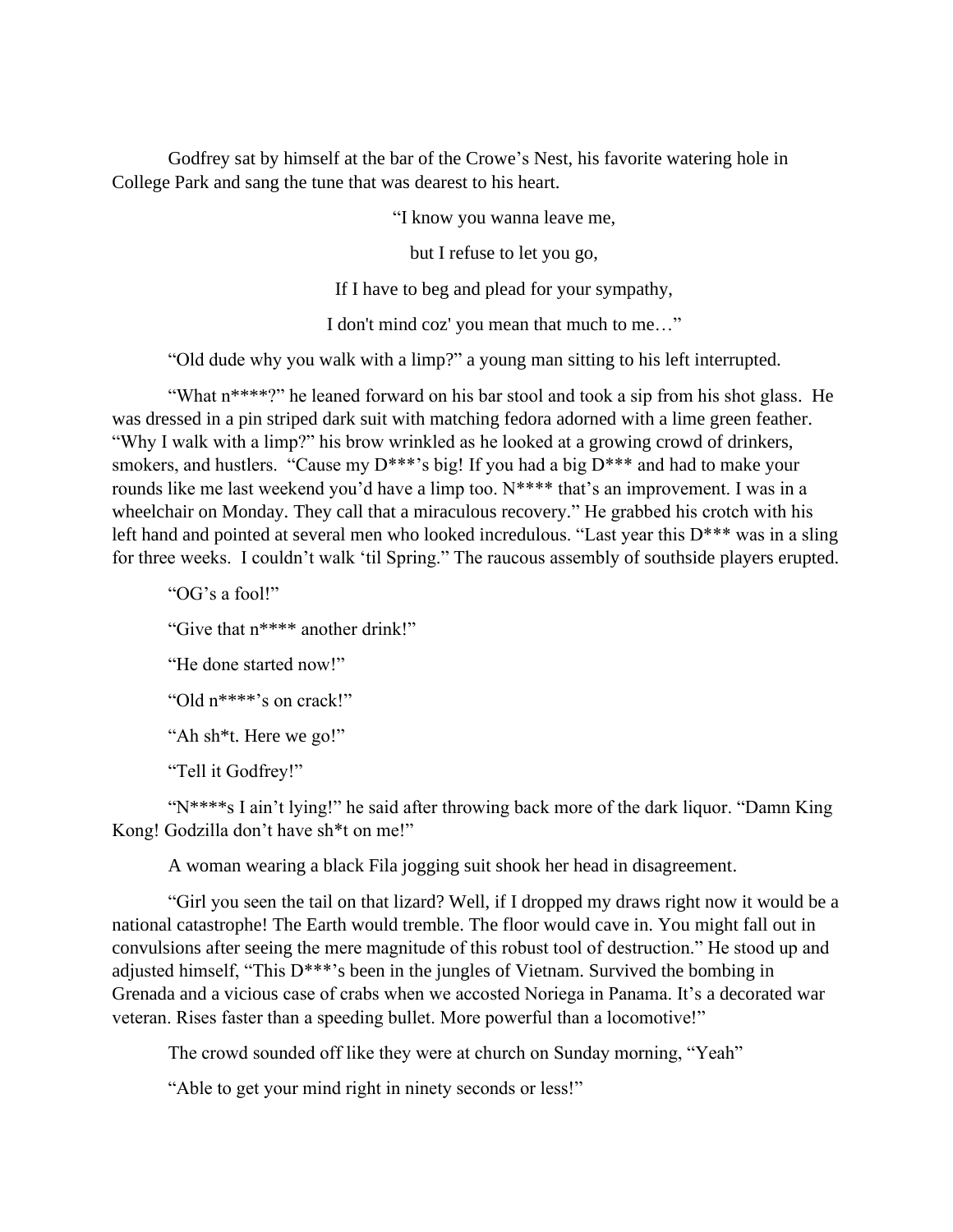Godfrey sat by himself at the bar of the Crowe's Nest, his favorite watering hole in College Park and sang the tune that was dearest to his heart.

"I know you wanna leave me,

but I refuse to let you go,

If I have to beg and plead for your sympathy,

I don't mind coz' you mean that much to me…"

"Old dude why you walk with a limp?" a young man sitting to his left interrupted.

"What n****?" he leaned forward on his bar stool and took a sip from his shot glass. He was dressed in a pin striped dark suit with matching fedora adorned with a lime green feather. "Why I walk with a limp?" his brow wrinkled as he looked at a growing crowd of drinkers, smokers, and hustlers. "Cause my D***'s big! If you had a big D*** and had to make your rounds like me last weekend you'd have a limp too. N**** that's an improvement. I was in a wheelchair on Monday. They call that a miraculous recovery." He grabbed his crotch with his left hand and pointed at several men who looked incredulous. "Last year this D*** was in a sling for three weeks. I couldn't walk 'til Spring." The raucous assembly of southside players erupted.

"OG's a fool!"

"Give that n**** another drink!"

"He done started now!"

"Old n****'s on crack!"

"Ah sh*t. Here we go!"

"Tell it Godfrey!"

"N****s I ain't lying!" he said after throwing back more of the dark liquor. "Damn King Kong! Godzilla don't have sh*t on me!"

A woman wearing a black Fila jogging suit shook her head in disagreement.

"Girl you seen the tail on that lizard? Well, if I dropped my draws right now it would be a national catastrophe! The Earth would tremble. The floor would cave in. You might fall out in convulsions after seeing the mere magnitude of this robust tool of destruction." He stood up and adjusted himself, "This D***'s been in the jungles of Vietnam. Survived the bombing in Grenada and a vicious case of crabs when we accosted Noriega in Panama. It's a decorated war veteran. Rises faster than a speeding bullet. More powerful than a locomotive!"

The crowd sounded off like they were at church on Sunday morning, "Yeah"

"Able to get your mind right in ninety seconds or less!"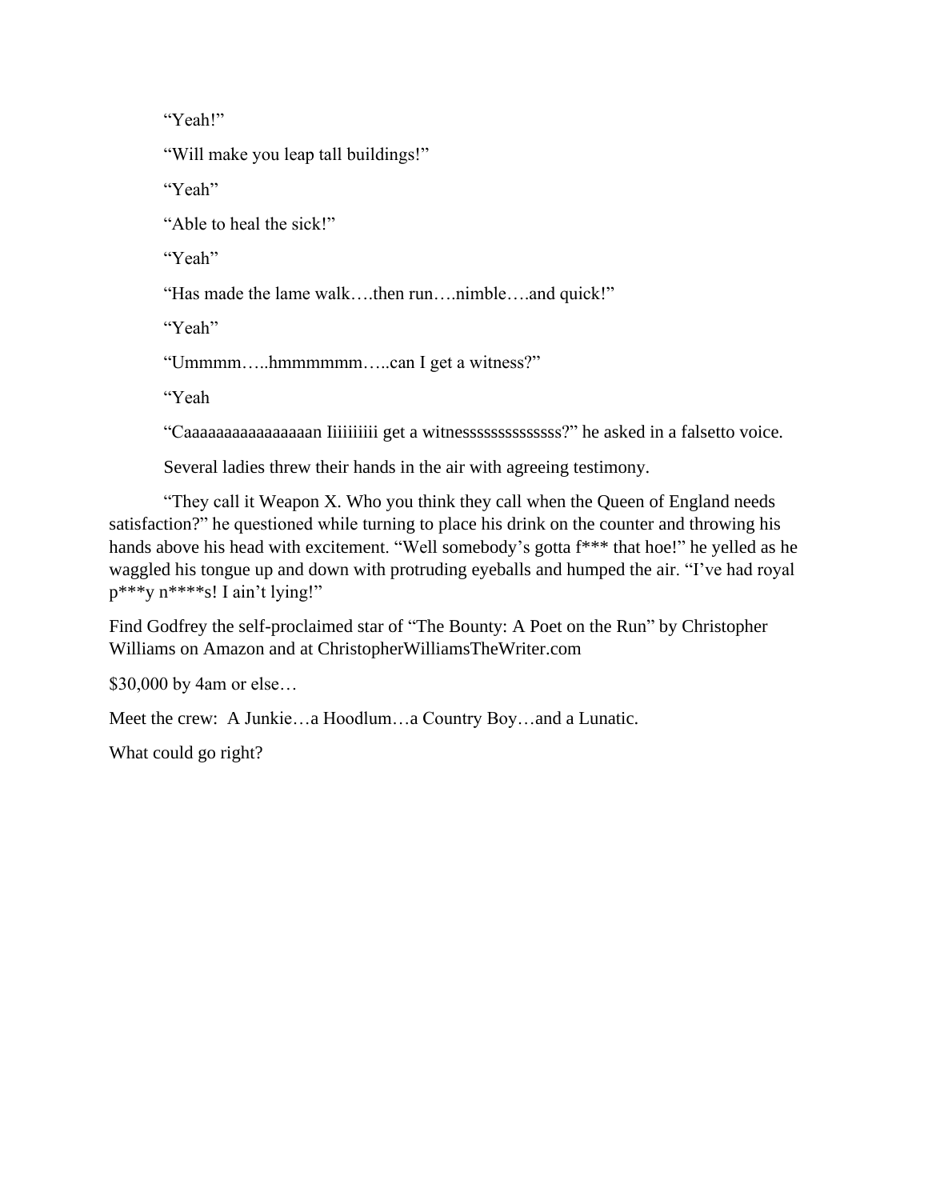"Yeah!"

"Will make you leap tall buildings!"

"Yeah"

"Able to heal the sick!"

"Yeah"

"Has made the lame walk….then run….nimble….and quick!"

"Yeah"

"Ummmm…..hmmmmmm…..can I get a witness?"

"Yeah

"Caaaaaaaaaaaaaaaan Iiiiiiiii get a witnessssssssssssss?" he asked in a falsetto voice.

Several ladies threw their hands in the air with agreeing testimony.

"They call it Weapon X. Who you think they call when the Queen of England needs satisfaction?" he questioned while turning to place his drink on the counter and throwing his hands above his head with excitement. "Well somebody's gotta f*** that hoe!" he yelled as he waggled his tongue up and down with protruding eyeballs and humped the air. "I've had royal p***y n****s! I ain't lying!"

Find Godfrey the self-proclaimed star of "The Bounty: A Poet on the Run" by Christopher Williams on Amazon and at ChristopherWilliamsTheWriter.com

$30,000 by 4am or else…

Meet the crew: A Junkie…a Hoodlum…a Country Boy…and a Lunatic.

What could go right?